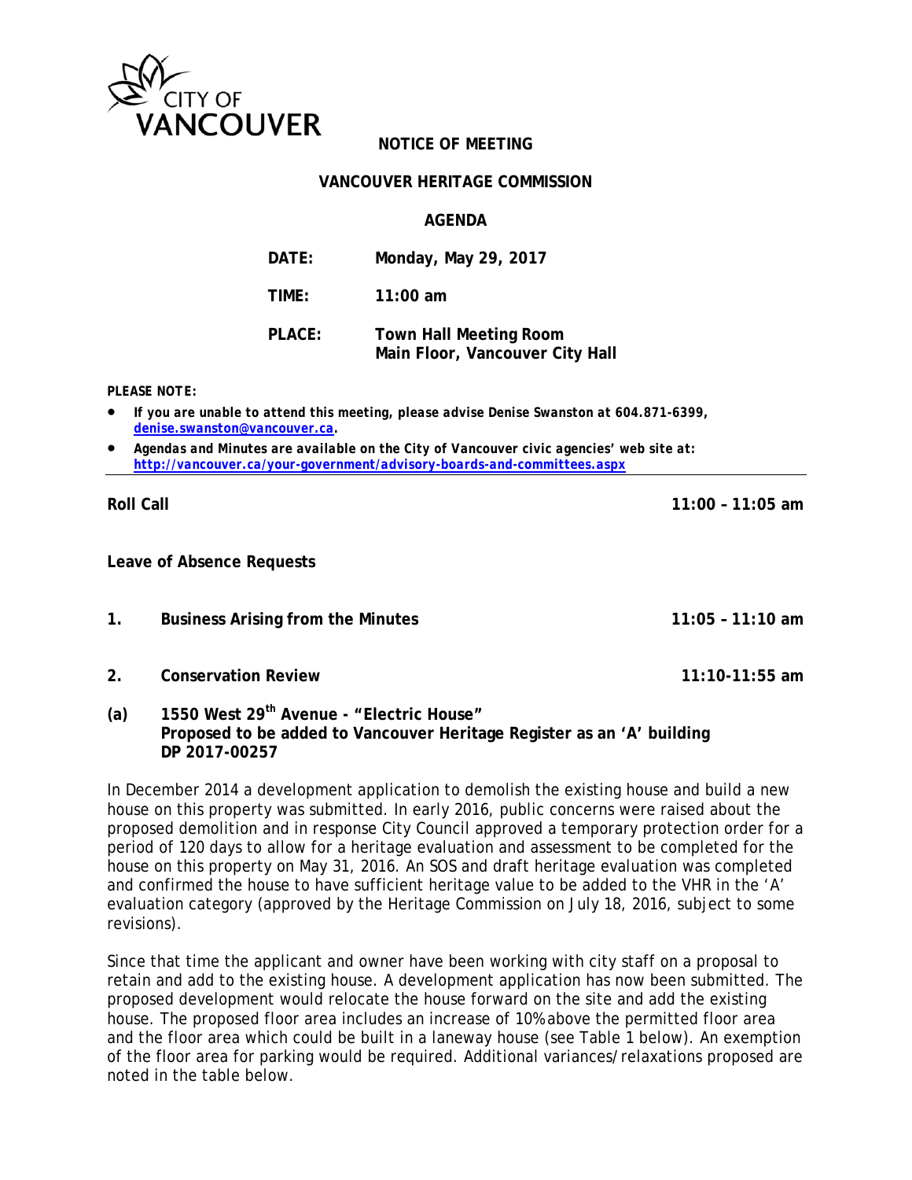CITY OF VANCOUVER

**NOTICE OF MEETING**

**VANCOUVER HERITAGE COMMISSION**

**AGENDA**

| | |
|---|---|
| **DATE:** | **Monday, May 29, 2017** |
| **TIME:** | **11:00 am** |
| **PLACE:** | **Town Hall Meeting Room**<br>**Main Floor, Vancouver City Hall** |

***PLEASE NOTE:***

- *If you are unable to attend this meeting, please advise Denise Swanston at 604.871-6399, denise.swanston@vancouver.ca.*
- *Agendas and Minutes are available on the City of Vancouver civic agencies' web site at: http://vancouver.ca/your-government/advisory-boards-and-committees.aspx*

---

**Roll Call** **11:00 – 11:05 am**

**Leave of Absence Requests**

**1. Business Arising from the Minutes** **11:05 – 11:10 am**

**2. Conservation Review** **11:10-11:55 am**

**(a) 1550 West 29th Avenue - "Electric House"**
**Proposed to be added to Vancouver Heritage Register as an 'A' building**
**DP 2017-00257**

In December 2014 a development application to demolish the existing house and build a new house on this property was submitted. In early 2016, public concerns were raised about the proposed demolition and in response City Council approved a temporary protection order for a period of 120 days to allow for a heritage evaluation and assessment to be completed for the house on this property on May 31, 2016. An SOS and draft heritage evaluation was completed and confirmed the house to have sufficient heritage value to be added to the VHR in the 'A' evaluation category (approved by the Heritage Commission on July 18, 2016, subject to some revisions).

Since that time the applicant and owner have been working with city staff on a proposal to retain and add to the existing house. A development application has now been submitted. The proposed development would relocate the house forward on the site and add the existing house. The proposed floor area includes an increase of 10% above the permitted floor area and the floor area which could be built in a laneway house (see Table 1 below). An exemption of the floor area for parking would be required. Additional variances/relaxations proposed are noted in the table below.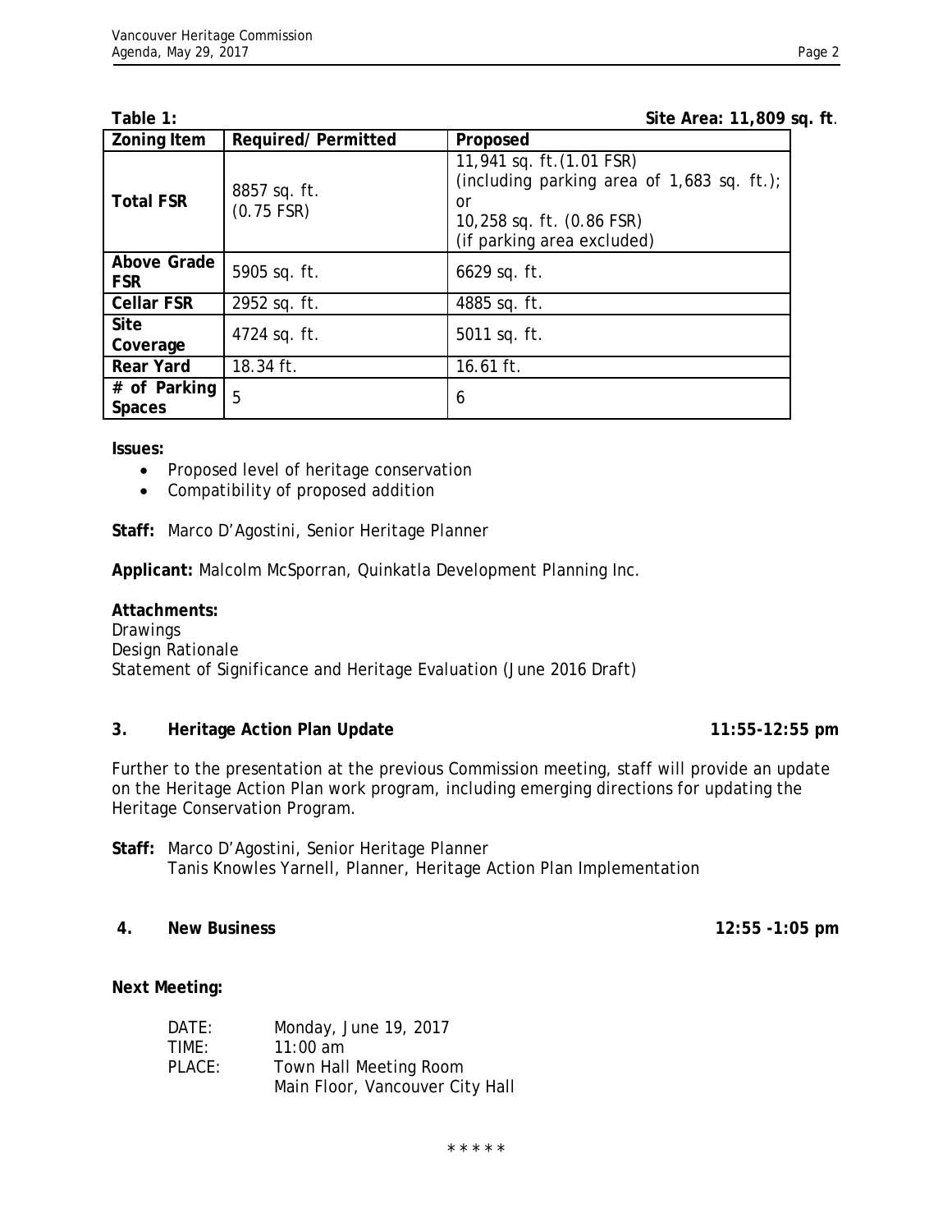**Table 1:** **Site Area: 11,809 sq. ft**.

| Zoning Item | Required/ Permitted | Proposed |
|---|---|---|
| **Total FSR** | 8857 sq. ft. (0.75 FSR) | 11,941 sq. ft.(1.01 FSR) (including parking area of 1,683 sq. ft.); or 10,258 sq. ft. (0.86 FSR) (if parking area excluded) |
| **Above Grade FSR** | 5905 sq. ft. | 6629 sq. ft. |
| **Cellar FSR** | 2952 sq. ft. | 4885 sq. ft. |
| **Site Coverage** | 4724 sq. ft. | 5011 sq. ft. |
| **Rear Yard** | 18.34 ft. | 16.61 ft. |
| **# of Parking Spaces** | 5 | 6 |

**Issues:**

- Proposed level of heritage conservation
- Compatibility of proposed addition

**Staff:** Marco D'Agostini, Senior Heritage Planner

**Applicant:** Malcolm McSporran, Quinkatla Development Planning Inc.

**Attachments:**
Drawings
Design Rationale
Statement of Significance and Heritage Evaluation (June 2016 Draft)

## 3. Heritage Action Plan Update 11:55-12:55 pm

Further to the presentation at the previous Commission meeting, staff will provide an update on the Heritage Action Plan work program, including emerging directions for updating the Heritage Conservation Program.

**Staff:** Marco D'Agostini, Senior Heritage Planner
Tanis Knowles Yarnell, Planner, Heritage Action Plan Implementation

## 4. New Business 12:55 -1:05 pm

**Next Meeting:**

DATE: Monday, June 19, 2017
TIME: 11:00 am
PLACE: Town Hall Meeting Room
Main Floor, Vancouver City Hall

\* \* \* \* \*